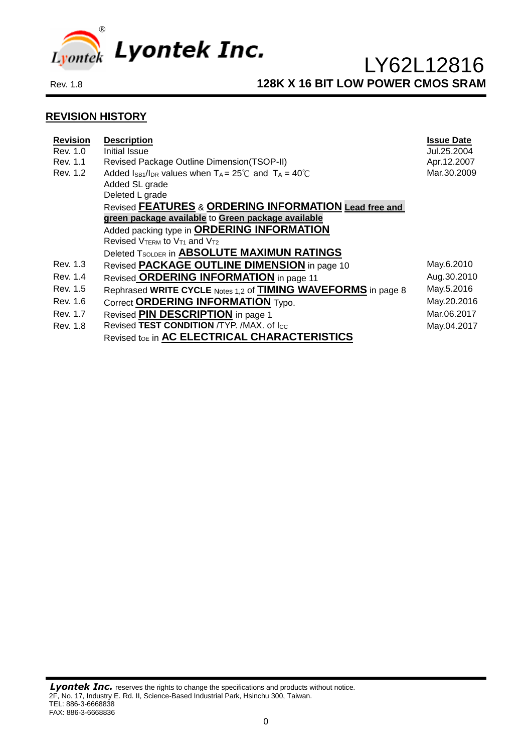# LY62L12816

Rev. 1.8

## 128K X 16 BIT LOW POWER CMOS SRAM

### REVISION HISTORY

| Revision | Description | Issue Date |
|---|---|---|
| Rev. 1.0 | Initial Issue | Jul.25.2004 |
| Rev. 1.1 | Revised Package Outline Dimension(TSOP-II) | Apr.12.2007 |
| Rev. 1.2 | Added $I_{SB1}$/$I_{DR}$ values when $T_A$ = 25℃ and $T_A$ = 40℃<br>Added SL grade<br>Deleted L grade<br>Revised **FEATURES** & **ORDERING INFORMATION** **Lead free and green package available** to **Green package available**<br>Added packing type in **ORDERING INFORMATION**<br>Revised $V_{TERM}$ to $V_{T1}$ and $V_{T2}$<br>Deleted $T_{SOLDER}$ in **ABSOLUTE MAXIMUN RATINGS** | Mar.30.2009 |
| Rev. 1.3 | Revised **PACKAGE OUTLINE DIMENSION** in page 10 | May.6.2010 |
| Rev. 1.4 | Revised **ORDERING INFORMATION** in page 11 | Aug.30.2010 |
| Rev. 1.5 | Rephrased **WRITE CYCLE** Notes 1,2 of **TIMING WAVEFORMS** in page 8 | May.5.2016 |
| Rev. 1.6 | Correct **ORDERING INFORMATION** Typo. | May.20.2016 |
| Rev. 1.7 | Revised **PIN DESCRIPTION** in page 1 | Mar.06.2017 |
| Rev. 1.8 | Revised **TEST CONDITION** /TYP. /MAX. of $I_{CC}$<br>Revised $t_{OE}$ in **AC ELECTRICAL CHARACTERISTICS** | May.04.2017 |

***Lyontek Inc.*** reserves the rights to change the specifications and products without notice.
2F, No. 17, Industry E. Rd. II, Science-Based Industrial Park, Hsinchu 300, Taiwan.
TEL: 886-3-6668838
FAX: 886-3-6668836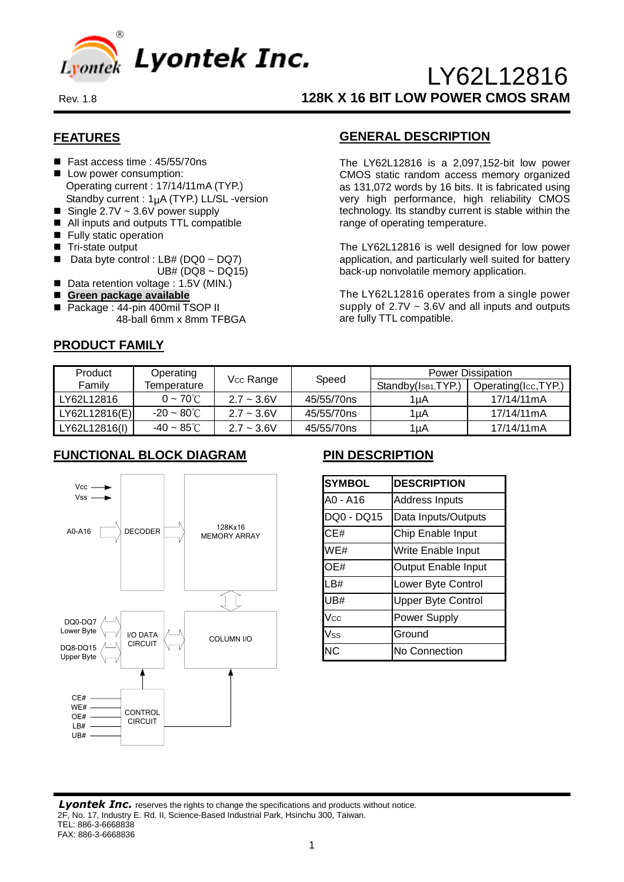Lyontek Inc.

Rev. 1.8

# LY62L12816

## 128K X 16 BIT LOW POWER CMOS SRAM

## FEATURES

- Fast access time : 45/55/70ns
- Low power consumption:
  Operating current : 17/14/11mA (TYP.)
  Standby current : 1µA (TYP.) LL/SL -version
- Single 2.7V ~ 3.6V power supply
- All inputs and outputs TTL compatible
- Fully static operation
- Tri-state output
- Data byte control : LB# (DQ0 ~ DQ7)
  UB# (DQ8 ~ DQ15)
- Data retention voltage : 1.5V (MIN.)
- **Green package available**
- Package : 44-pin 400mil TSOP II
  48-ball 6mm x 8mm TFBGA

## GENERAL DESCRIPTION

The LY62L12816 is a 2,097,152-bit low power CMOS static random access memory organized as 131,072 words by 16 bits. It is fabricated using very high performance, high reliability CMOS technology. Its standby current is stable within the range of operating temperature.

The LY62L12816 is well designed for low power application, and particularly well suited for battery back-up nonvolatile memory application.

The LY62L12816 operates from a single power supply of 2.7V ~ 3.6V and all inputs and outputs are fully TTL compatible.

## PRODUCT FAMILY

| Product Family | Operating Temperature | $V_{CC}$ Range | Speed | Power Dissipation | |
|---|---|---|---|---|---|
| | | | | Standby($I_{SB1}$,TYP.) | Operating($I_{CC}$,TYP.) |
| LY62L12816 | 0 ~ 70℃ | 2.7 ~ 3.6V | 45/55/70ns | 1µA | 17/14/11mA |
| LY62L12816(E) | -20 ~ 80℃ | 2.7 ~ 3.6V | 45/55/70ns | 1µA | 17/14/11mA |
| LY62L12816(I) | -40 ~ 85℃ | 2.7 ~ 3.6V | 45/55/70ns | 1µA | 17/14/11mA |

## FUNCTIONAL BLOCK DIAGRAM

Vcc
Vss
A0-A16
DECODER
128Kx16 MEMORY ARRAY
DQ0-DQ7 Lower Byte
DQ8-DQ15 Upper Byte
I/O DATA CIRCUIT
COLUMN I/O
CE#
WE#
OE#
LB#
UB#
CONTROL CIRCUIT

## PIN DESCRIPTION

| SYMBOL | DESCRIPTION |
|---|---|
| A0 - A16 | Address Inputs |
| DQ0 - DQ15 | Data Inputs/Outputs |
| CE# | Chip Enable Input |
| WE# | Write Enable Input |
| OE# | Output Enable Input |
| LB# | Lower Byte Control |
| UB# | Upper Byte Control |
| $V_{CC}$ | Power Supply |
| $V_{SS}$ | Ground |
| NC | No Connection |

*Lyontek Inc.* reserves the rights to change the specifications and products without notice.
2F, No. 17, Industry E. Rd. II, Science-Based Industrial Park, Hsinchu 300, Taiwan.
TEL: 886-3-6668838
FAX: 886-3-6668836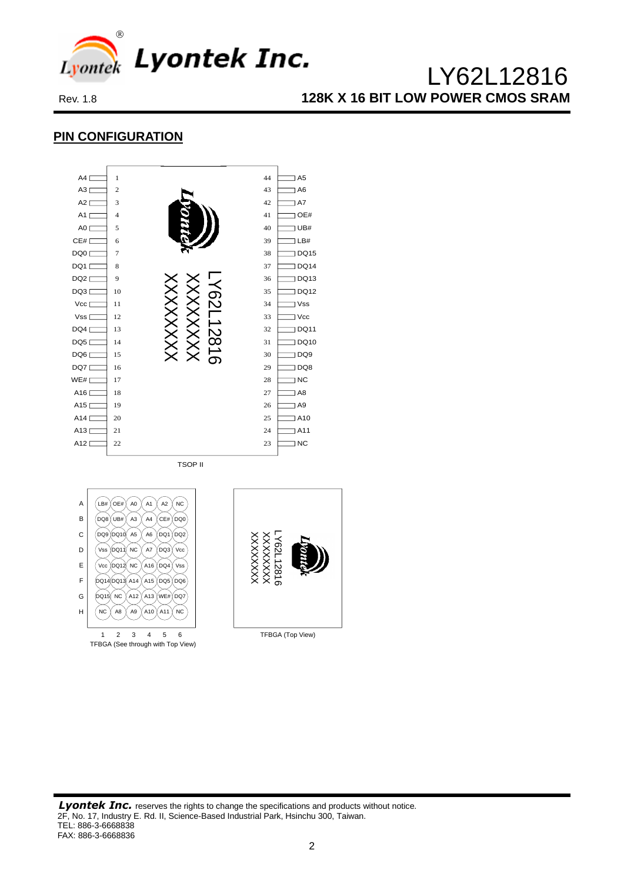## PIN CONFIGURATION

| Pin | Name | Pin | Name |
|---|---|---|---|
| 1 | A4 | 44 | A5 |
| 2 | A3 | 43 | A6 |
| 3 | A2 | 42 | A7 |
| 4 | A1 | 41 | OE# |
| 5 | A0 | 40 | UB# |
| 6 | CE# | 39 | LB# |
| 7 | DQ0 | 38 | DQ15 |
| 8 | DQ1 | 37 | DQ14 |
| 9 | DQ2 | 36 | DQ13 |
| 10 | DQ3 | 35 | DQ12 |
| 11 | Vcc | 34 | Vss |
| 12 | Vss | 33 | Vcc |
| 13 | DQ4 | 32 | DQ11 |
| 14 | DQ5 | 31 | DQ10 |
| 15 | DQ6 | 30 | DQ9 |
| 16 | DQ7 | 29 | DQ8 |
| 17 | WE# | 28 | NC |
| 18 | A16 | 27 | A8 |
| 19 | A15 | 26 | A9 |
| 20 | A14 | 25 | A10 |
| 21 | A13 | 24 | A11 |
| 22 | A12 | 23 | NC |

Package marking: LY62L12816 XXXXXXX XXXXXXX

TSOP II

| | 1 | 2 | 3 | 4 | 5 | 6 |
|---|---|---|---|---|---|---|
| A | LB# | OE# | A0 | A1 | A2 | NC |
| B | DQ8 | UB# | A3 | A4 | CE# | DQ0 |
| C | DQ9 | DQ10 | A5 | A6 | DQ1 | DQ2 |
| D | Vss | DQ11 | NC | A7 | DQ3 | Vcc |
| E | Vcc | DQ12 | NC | A16 | DQ4 | Vss |
| F | DQ14 | DQ13 | A14 | A15 | DQ5 | DQ6 |
| G | DQ15 | NC | A12 | A13 | WE# | DQ7 |
| H | NC | A8 | A9 | A10 | A11 | NC |

TFBGA (See through with Top View)

Package marking: LY62L12816 XXXXXXX XXXXXXX

TFBGA (Top View)

***Lyontek Inc.*** reserves the rights to change the specifications and products without notice.
2F, No. 17, Industry E. Rd. II, Science-Based Industrial Park, Hsinchu 300, Taiwan.
TEL: 886-3-6668838
FAX: 886-3-6668836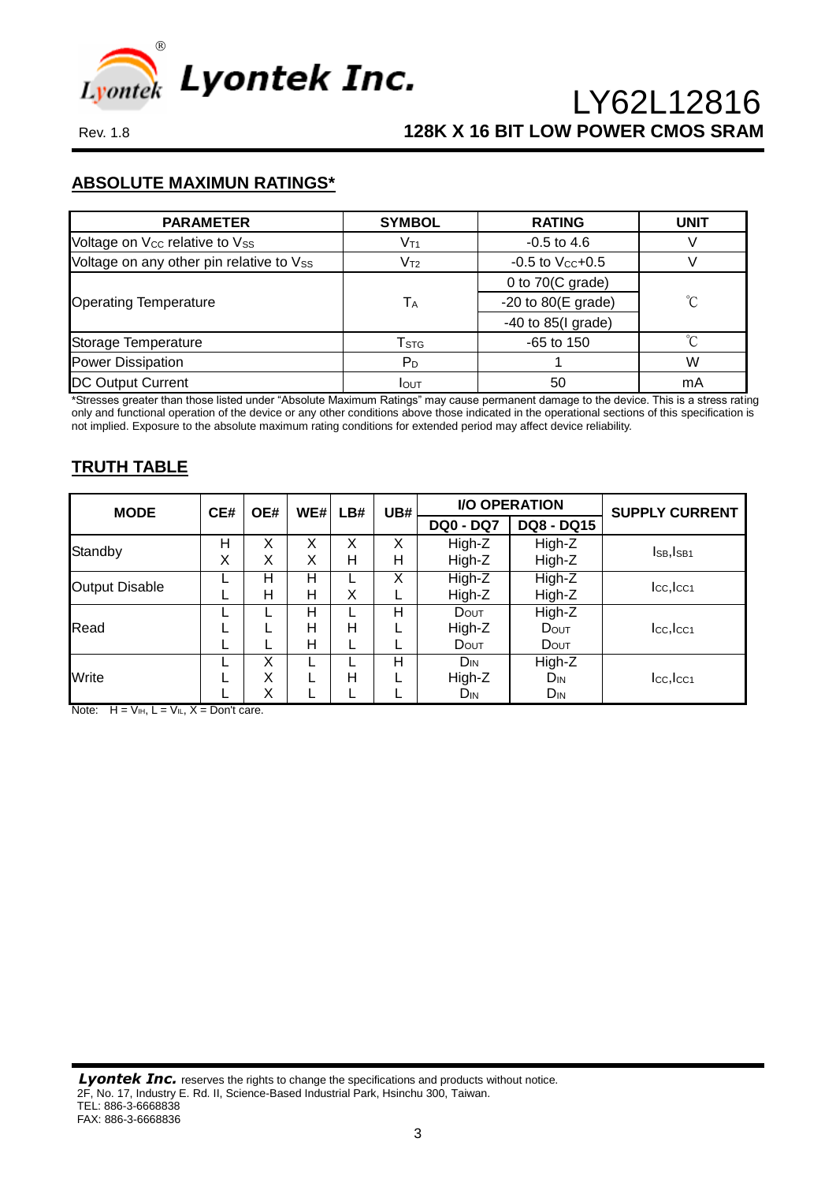## ABSOLUTE MAXIMUN RATINGS*

| PARAMETER | SYMBOL | RATING | UNIT |
|---|---|---|---|
| Voltage on $V_{CC}$ relative to $V_{SS}$ | $V_{T1}$ | -0.5 to 4.6 | V |
| Voltage on any other pin relative to $V_{SS}$ | $V_{T2}$ | -0.5 to $V_{CC}$+0.5 | V |
| Operating Temperature | $T_A$ | 0 to 70(C grade) | ℃ |
| | | -20 to 80(E grade) | |
| | | -40 to 85(I grade) | |
| Storage Temperature | $T_{STG}$ | -65 to 150 | ℃ |
| Power Dissipation | $P_D$ | 1 | W |
| DC Output Current | $I_{OUT}$ | 50 | mA |

*Stresses greater than those listed under "Absolute Maximum Ratings" may cause permanent damage to the device. This is a stress rating only and functional operation of the device or any other conditions above those indicated in the operational sections of this specification is not implied. Exposure to the absolute maximum rating conditions for extended period may affect device reliability.

## TRUTH TABLE

| MODE | CE# | OE# | WE# | LB# | UB# | I/O OPERATION | | SUPPLY CURRENT |
|---|---|---|---|---|---|---|---|---|
| | | | | | | DQ0 - DQ7 | DQ8 - DQ15 | |
| Standby | H | X | X | X | X | High-Z | High-Z | $I_{SB}$,$I_{SB1}$ |
| | X | X | X | H | H | High-Z | High-Z | |
| Output Disable | L | H | H | L | X | High-Z | High-Z | $I_{CC}$,$I_{CC1}$ |
| | L | H | H | X | L | High-Z | High-Z | |
| Read | L | L | H | L | H | $D_{OUT}$ | High-Z | $I_{CC}$,$I_{CC1}$ |
| | L | L | H | H | L | High-Z | $D_{OUT}$ | |
| | L | L | H | L | L | $D_{OUT}$ | $D_{OUT}$ | |
| Write | L | X | L | L | H | $D_{IN}$ | High-Z | $I_{CC}$,$I_{CC1}$ |
| | L | X | L | H | L | High-Z | $D_{IN}$ | |
| | L | X | L | L | L | $D_{IN}$ | $D_{IN}$ | |

Note: H = $V_{IH}$, L = $V_{IL}$, X = Don't care.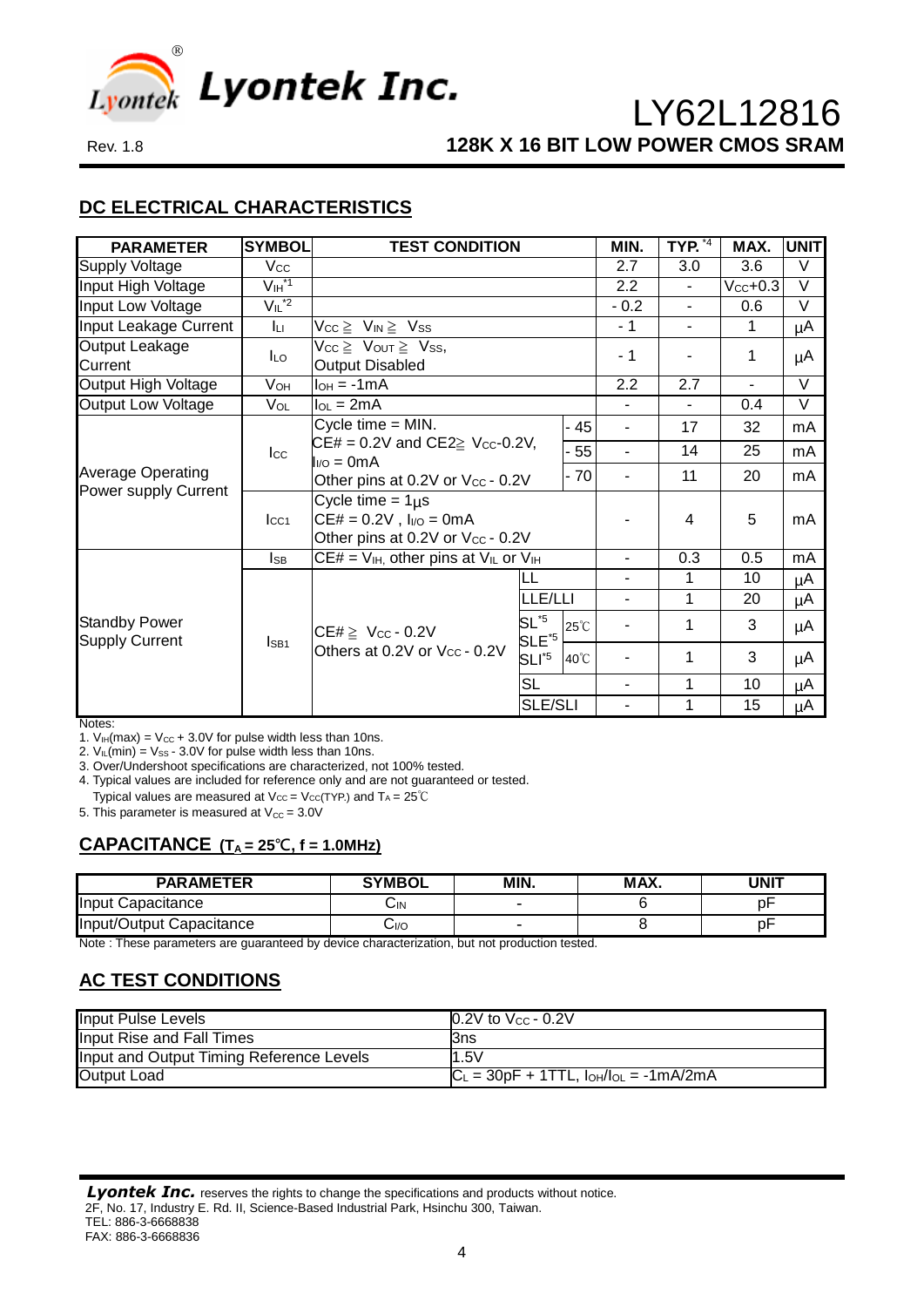## DC ELECTRICAL CHARACTERISTICS

| PARAMETER | SYMBOL | TEST CONDITION | | | MIN. | TYP. *4 | MAX. | UNIT |
|---|---|---|---|---|---|---|---|---|
| Supply Voltage | $V_{CC}$ | | | | 2.7 | 3.0 | 3.6 | V |
| Input High Voltage | $V_{IH}$*1 | | | | 2.2 | - | $V_{CC}$+0.3 | V |
| Input Low Voltage | $V_{IL}$*2 | | | | - 0.2 | - | 0.6 | V |
| Input Leakage Current | $I_{LI}$ | $V_{CC} \geqq V_{IN} \geqq V_{SS}$ | | | - 1 | - | 1 | µA |
| Output Leakage Current | $I_{LO}$ | $V_{CC} \geqq V_{OUT} \geqq V_{SS}$, Output Disabled | | | - 1 | - | 1 | µA |
| Output High Voltage | $V_{OH}$ | $I_{OH}$ = -1mA | | | 2.2 | 2.7 | - | V |
| Output Low Voltage | $V_{OL}$ | $I_{OL}$ = 2mA | | | - | - | 0.4 | V |
| Average Operating Power supply Current | $I_{CC}$ | Cycle time = MIN. CE# = 0.2V and CE2≧ $V_{CC}$-0.2V, $I_{I/O}$ = 0mA Other pins at 0.2V or $V_{CC}$ - 0.2V | | - 45 | - | 17 | 32 | mA |
| | | | | - 55 | - | 14 | 25 | mA |
| | | | | - 70 | - | 11 | 20 | mA |
| | $I_{CC1}$ | Cycle time = 1µs CE# = 0.2V , $I_{I/O}$ = 0mA Other pins at 0.2V or $V_{CC}$ - 0.2V | | | - | 4 | 5 | mA |
| Standby Power Supply Current | $I_{SB}$ | CE# = $V_{IH}$, other pins at $V_{IL}$ or $V_{IH}$ | | | - | 0.3 | 0.5 | mA |
| | $I_{SB1}$ | CE#≧ $V_{CC}$ - 0.2V Others at 0.2V or $V_{CC}$ - 0.2V | LL | | - | 1 | 10 | µA |
| | | | LLE/LLI | | - | 1 | 20 | µA |
| | | | SL*5 SLE*5 | 25℃ | - | 1 | 3 | µA |
| | | | SLI*5 | 40℃ | - | 1 | 3 | µA |
| | | | SL | | - | 1 | 10 | µA |
| | | | SLE/SLI | | - | 1 | 15 | µA |

Notes:
1. $V_{IH}$(max) = $V_{CC}$ + 3.0V for pulse width less than 10ns.
2. $V_{IL}$(min) = $V_{SS}$ - 3.0V for pulse width less than 10ns.
3. Over/Undershoot specifications are characterized, not 100% tested.
4. Typical values are included for reference only and are not guaranteed or tested.
   Typical values are measured at $V_{CC}$ = $V_{CC}$(TYP.) and $T_A$ = 25℃
5. This parameter is measured at $V_{CC}$ = 3.0V

## CAPACITANCE ($T_A$ = 25℃, f = 1.0MHz)

| PARAMETER | SYMBOL | MIN. | MAX. | UNIT |
|---|---|---|---|---|
| Input Capacitance | $C_{IN}$ | - | 6 | pF |
| Input/Output Capacitance | $C_{I/O}$ | - | 8 | pF |

Note : These parameters are guaranteed by device characterization, but not production tested.

## AC TEST CONDITIONS

| | |
|---|---|
| Input Pulse Levels | 0.2V to $V_{CC}$ - 0.2V |
| Input Rise and Fall Times | 3ns |
| Input and Output Timing Reference Levels | 1.5V |
| Output Load | $C_L$ = 30pF + 1TTL, $I_{OH}$/$I_{OL}$ = -1mA/2mA |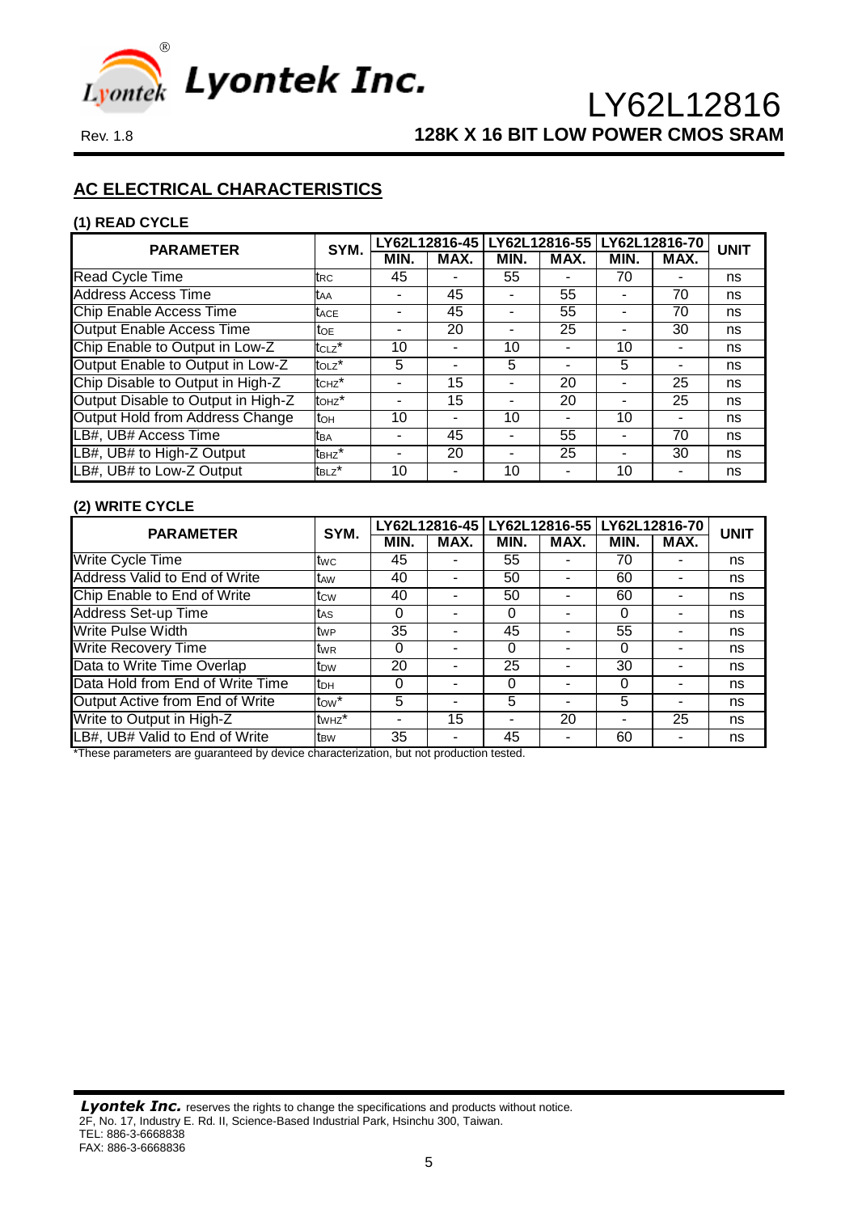## AC ELECTRICAL CHARACTERISTICS

### (1) READ CYCLE

| PARAMETER | SYM. | LY62L12816-45 | | LY62L12816-55 | | LY62L12816-70 | | UNIT |
|---|---|---|---|---|---|---|---|---|
| | | MIN. | MAX. | MIN. | MAX. | MIN. | MAX. | |
| Read Cycle Time | $t_{RC}$ | 45 | - | 55 | - | 70 | - | ns |
| Address Access Time | $t_{AA}$ | - | 45 | - | 55 | - | 70 | ns |
| Chip Enable Access Time | $t_{ACE}$ | - | 45 | - | 55 | - | 70 | ns |
| Output Enable Access Time | $t_{OE}$ | - | 20 | - | 25 | - | 30 | ns |
| Chip Enable to Output in Low-Z | $t_{CLZ}$* | 10 | - | 10 | - | 10 | - | ns |
| Output Enable to Output in Low-Z | $t_{OLZ}$* | 5 | - | 5 | - | 5 | - | ns |
| Chip Disable to Output in High-Z | $t_{CHZ}$* | - | 15 | - | 20 | - | 25 | ns |
| Output Disable to Output in High-Z | $t_{OHZ}$* | - | 15 | - | 20 | - | 25 | ns |
| Output Hold from Address Change | $t_{OH}$ | 10 | - | 10 | - | 10 | - | ns |
| LB#, UB# Access Time | $t_{BA}$ | - | 45 | - | 55 | - | 70 | ns |
| LB#, UB# to High-Z Output | $t_{BHZ}$* | - | 20 | - | 25 | - | 30 | ns |
| LB#, UB# to Low-Z Output | $t_{BLZ}$* | 10 | - | 10 | - | 10 | - | ns |

### (2) WRITE CYCLE

| PARAMETER | SYM. | LY62L12816-45 | | LY62L12816-55 | | LY62L12816-70 | | UNIT |
|---|---|---|---|---|---|---|---|---|
| | | MIN. | MAX. | MIN. | MAX. | MIN. | MAX. | |
| Write Cycle Time | $t_{WC}$ | 45 | - | 55 | - | 70 | - | ns |
| Address Valid to End of Write | $t_{AW}$ | 40 | - | 50 | - | 60 | - | ns |
| Chip Enable to End of Write | $t_{CW}$ | 40 | - | 50 | - | 60 | - | ns |
| Address Set-up Time | $t_{AS}$ | 0 | - | 0 | - | 0 | - | ns |
| Write Pulse Width | $t_{WP}$ | 35 | - | 45 | - | 55 | - | ns |
| Write Recovery Time | $t_{WR}$ | 0 | - | 0 | - | 0 | - | ns |
| Data to Write Time Overlap | $t_{DW}$ | 20 | - | 25 | - | 30 | - | ns |
| Data Hold from End of Write Time | $t_{DH}$ | 0 | - | 0 | - | 0 | - | ns |
| Output Active from End of Write | $t_{OW}$* | 5 | - | 5 | - | 5 | - | ns |
| Write to Output in High-Z | $t_{WHZ}$* | - | 15 | - | 20 | - | 25 | ns |
| LB#, UB# Valid to End of Write | $t_{BW}$ | 35 | - | 45 | - | 60 | - | ns |

*These parameters are guaranteed by device characterization, but not production tested.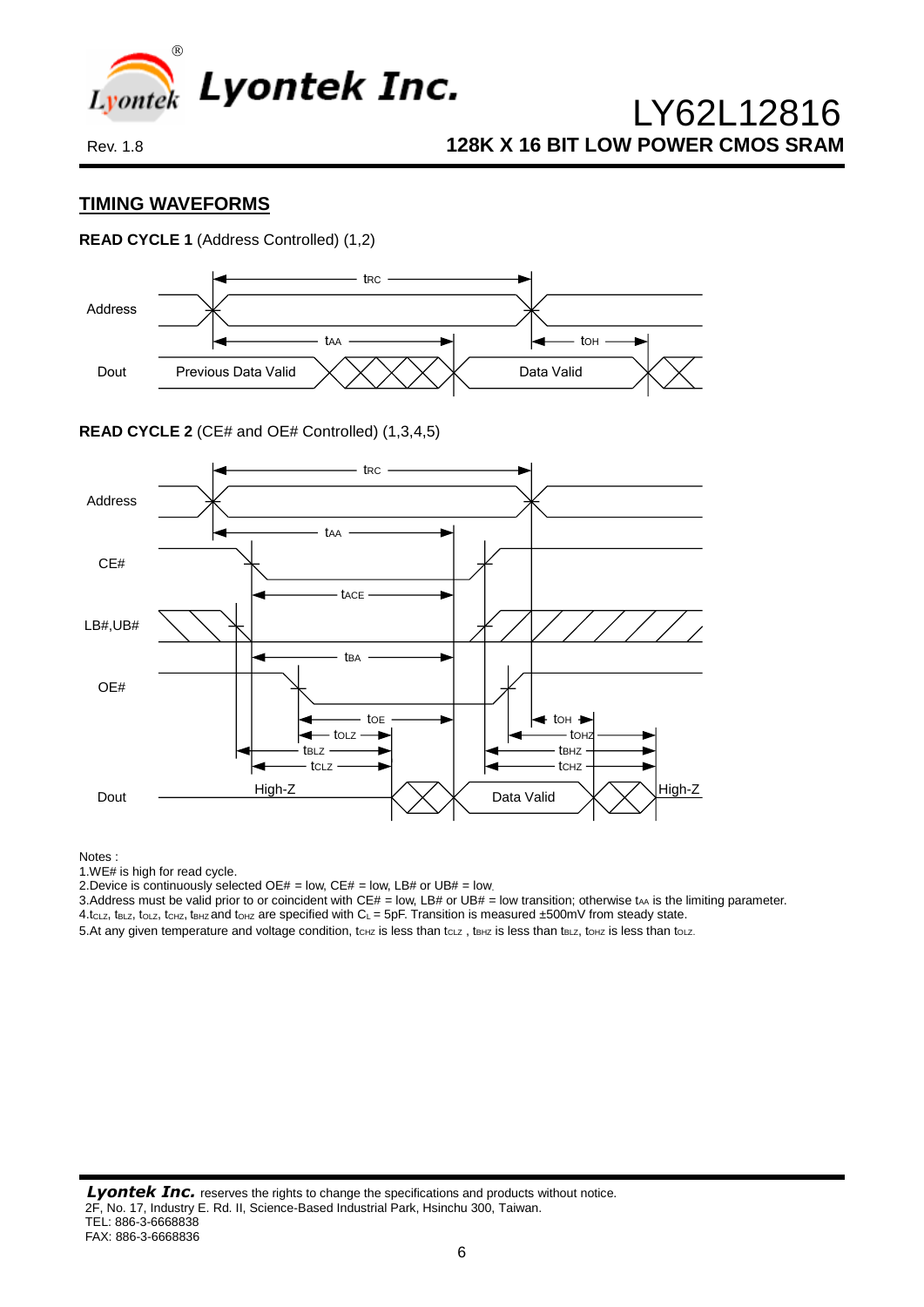## TIMING WAVEFORMS

**READ CYCLE 1** (Address Controlled) (1,2)

Address

Dout

Previous Data Valid

Data Valid

$t_{RC}$ $t_{AA}$ $t_{OH}$

**READ CYCLE 2** (CE# and OE# Controlled) (1,3,4,5)

Address

CE#

LB#,UB#

OE#

Dout

High-Z

Data Valid

High-Z

$t_{RC}$ $t_{AA}$ $t_{ACE}$ $t_{BA}$ $t_{OE}$ $t_{OLZ}$ $t_{BLZ}$ $t_{CLZ}$ $t_{OH}$ $t_{OHZ}$ $t_{BHZ}$ $t_{CHZ}$

Notes :

1.WE# is high for read cycle.

2.Device is continuously selected OE# = low, CE# = low, LB# or UB# = low.

3.Address must be valid prior to or coincident with CE# = low, LB# or UB# = low transition; otherwise $t_{AA}$ is the limiting parameter.

4.$t_{CLZ}$, $t_{BLZ}$, $t_{OLZ}$, $t_{CHZ}$, $t_{BHZ}$ and $t_{OHZ}$ are specified with $C_L$ = 5pF. Transition is measured ±500mV from steady state.

5.At any given temperature and voltage condition, $t_{CHZ}$ is less than $t_{CLZ}$ , $t_{BHZ}$ is less than $t_{BLZ}$, $t_{OHZ}$ is less than $t_{OLZ}$.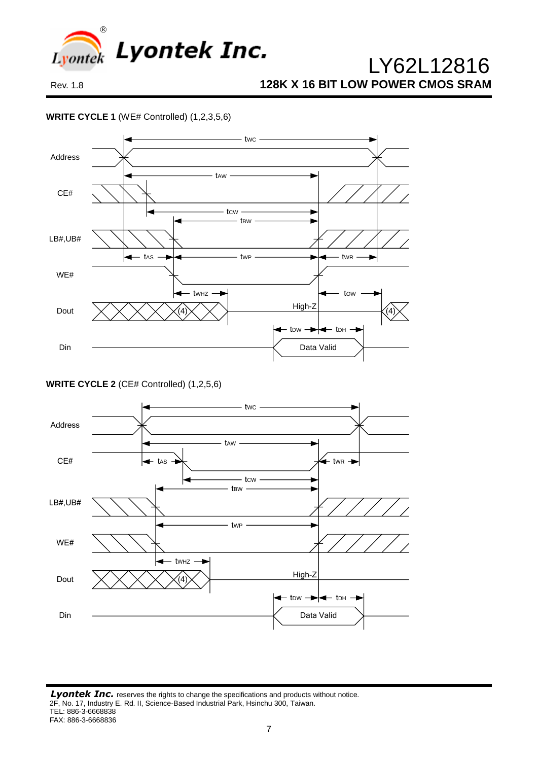**WRITE CYCLE 1** (WE# Controlled) (1,2,3,5,6)

**WRITE CYCLE 2** (CE# Controlled) (1,2,5,6)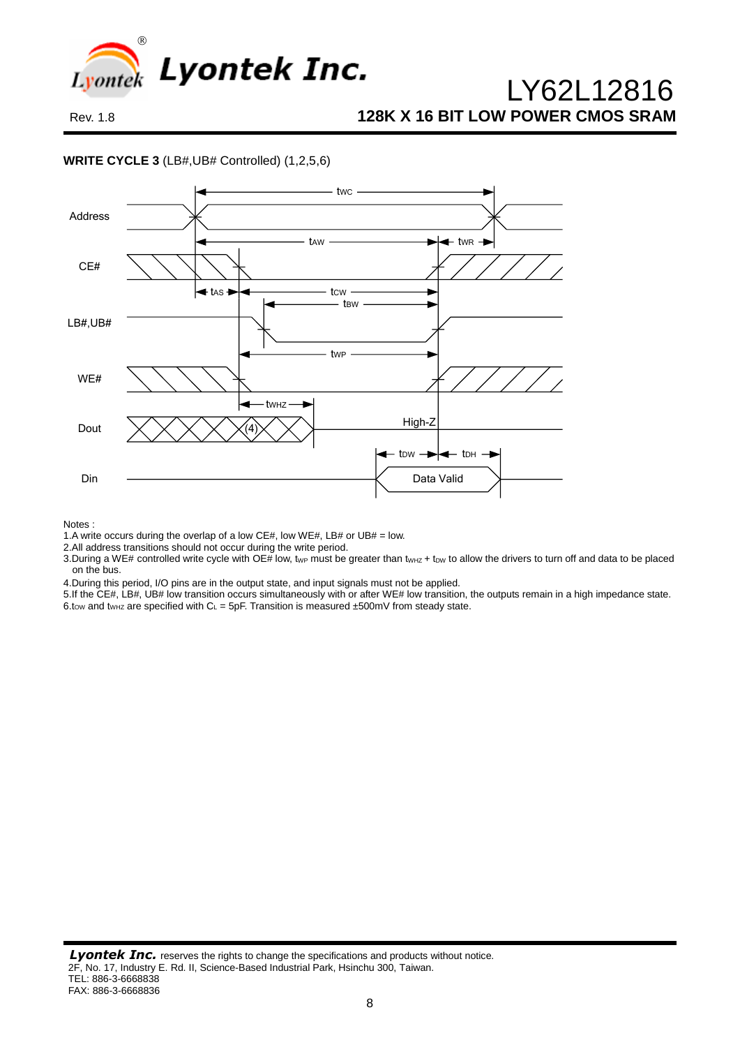**WRITE CYCLE 3** (LB#,UB# Controlled) (1,2,5,6)

Notes :

1. A write occurs during the overlap of a low CE#, low WE#, LB# or UB# = low.
2. All address transitions should not occur during the write period.
3. During a WE# controlled write cycle with OE# low, $t_{WP}$ must be greater than $t_{WHZ}$ + $t_{DW}$ to allow the drivers to turn off and data to be placed on the bus.
4. During this period, I/O pins are in the output state, and input signals must not be applied.
5. If the CE#, LB#, UB# low transition occurs simultaneously with or after WE# low transition, the outputs remain in a high impedance state.
6. $t_{OW}$ and $t_{WHZ}$ are specified with $C_L$ = 5pF. Transition is measured ±500mV from steady state.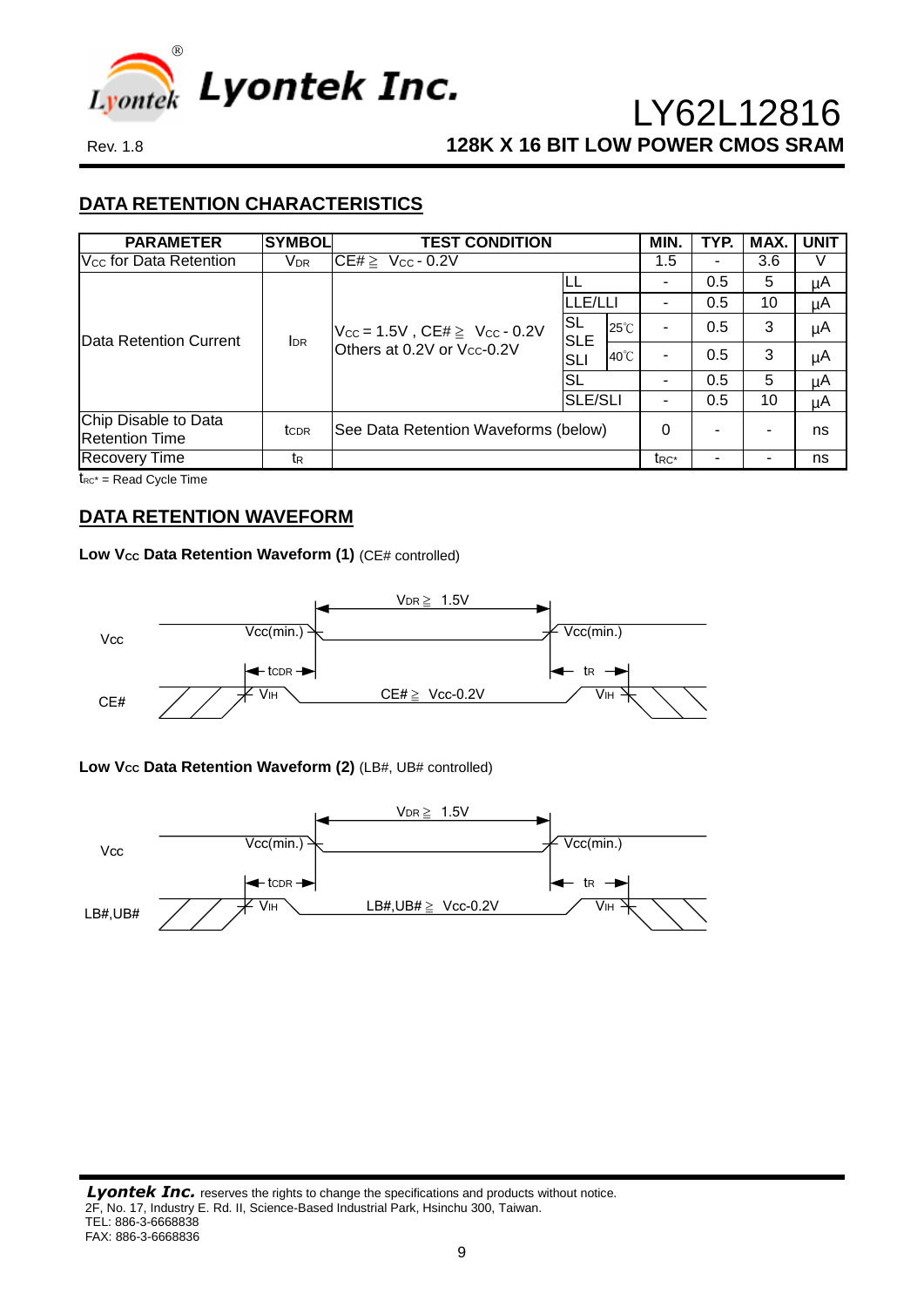## DATA RETENTION CHARACTERISTICS

| PARAMETER | SYMBOL | TEST CONDITION | | | MIN. | TYP. | MAX. | UNIT |
|---|---|---|---|---|---|---|---|---|
| $V_{CC}$ for Data Retention | $V_{DR}$ | CE# ≧ $V_{CC}$ - 0.2V | | | 1.5 | - | 3.6 | V |
| Data Retention Current | $I_{DR}$ | $V_{CC}$ = 1.5V , CE# ≧ $V_{CC}$ - 0.2V Others at 0.2V or $V_{CC}$-0.2V | LL | | - | 0.5 | 5 | µA |
| | | | LLE/LLI | | - | 0.5 | 10 | µA |
| | | | SL SLE SLI | 25℃ | - | 0.5 | 3 | µA |
| | | | | 40℃ | - | 0.5 | 3 | µA |
| | | | SL | | - | 0.5 | 5 | µA |
| | | | SLE/SLI | | - | 0.5 | 10 | µA |
| Chip Disable to Data Retention Time | $t_{CDR}$ | See Data Retention Waveforms (below) | | | 0 | - | - | ns |
| Recovery Time | $t_R$ | | | | $t_{RC*}$ | - | - | ns |

$t_{RC*}$ = Read Cycle Time

## DATA RETENTION WAVEFORM

**Low $V_{CC}$ Data Retention Waveform (1)** (CE# controlled)

**Low $V_{CC}$ Data Retention Waveform (2)** (LB#, UB# controlled)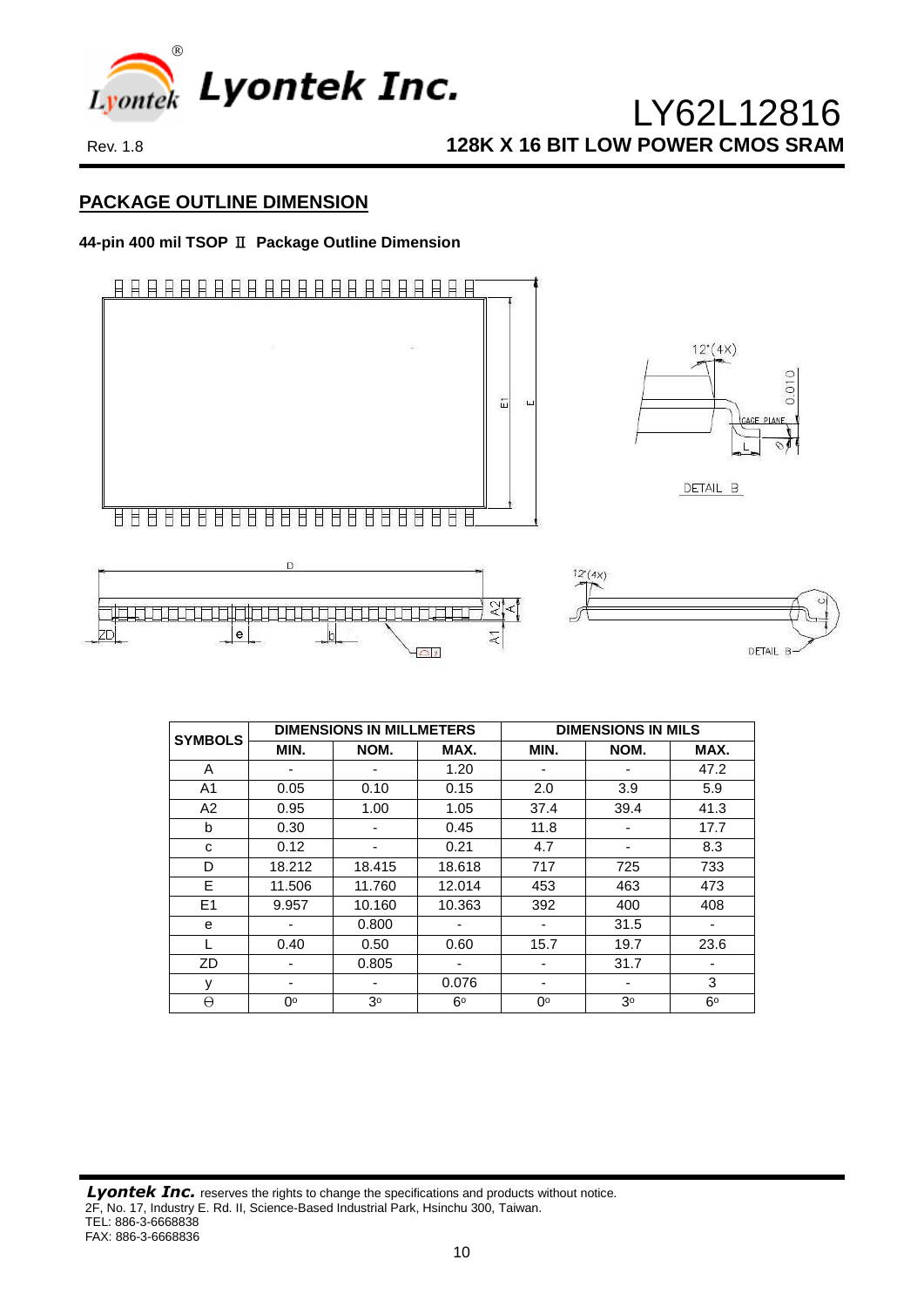## PACKAGE OUTLINE DIMENSION

**44-pin 400 mil TSOP Ⅱ Package Outline Dimension**

| SYMBOLS | DIMENSIONS IN MILLMETERS | | | DIMENSIONS IN MILS | | |
|---|---|---|---|---|---|---|
| | MIN. | NOM. | MAX. | MIN. | NOM. | MAX. |
| A | - | - | 1.20 | - | - | 47.2 |
| A1 | 0.05 | 0.10 | 0.15 | 2.0 | 3.9 | 5.9 |
| A2 | 0.95 | 1.00 | 1.05 | 37.4 | 39.4 | 41.3 |
| b | 0.30 | - | 0.45 | 11.8 | - | 17.7 |
| c | 0.12 | - | 0.21 | 4.7 | - | 8.3 |
| D | 18.212 | 18.415 | 18.618 | 717 | 725 | 733 |
| E | 11.506 | 11.760 | 12.014 | 453 | 463 | 473 |
| E1 | 9.957 | 10.160 | 10.363 | 392 | 400 | 408 |
| e | - | 0.800 | - | - | 31.5 | - |
| L | 0.40 | 0.50 | 0.60 | 15.7 | 19.7 | 23.6 |
| ZD | - | 0.805 | - | - | 31.7 | - |
| y | - | - | 0.076 | - | - | 3 |
| Θ | 0° | 3° | 6° | 0° | 3° | 6° |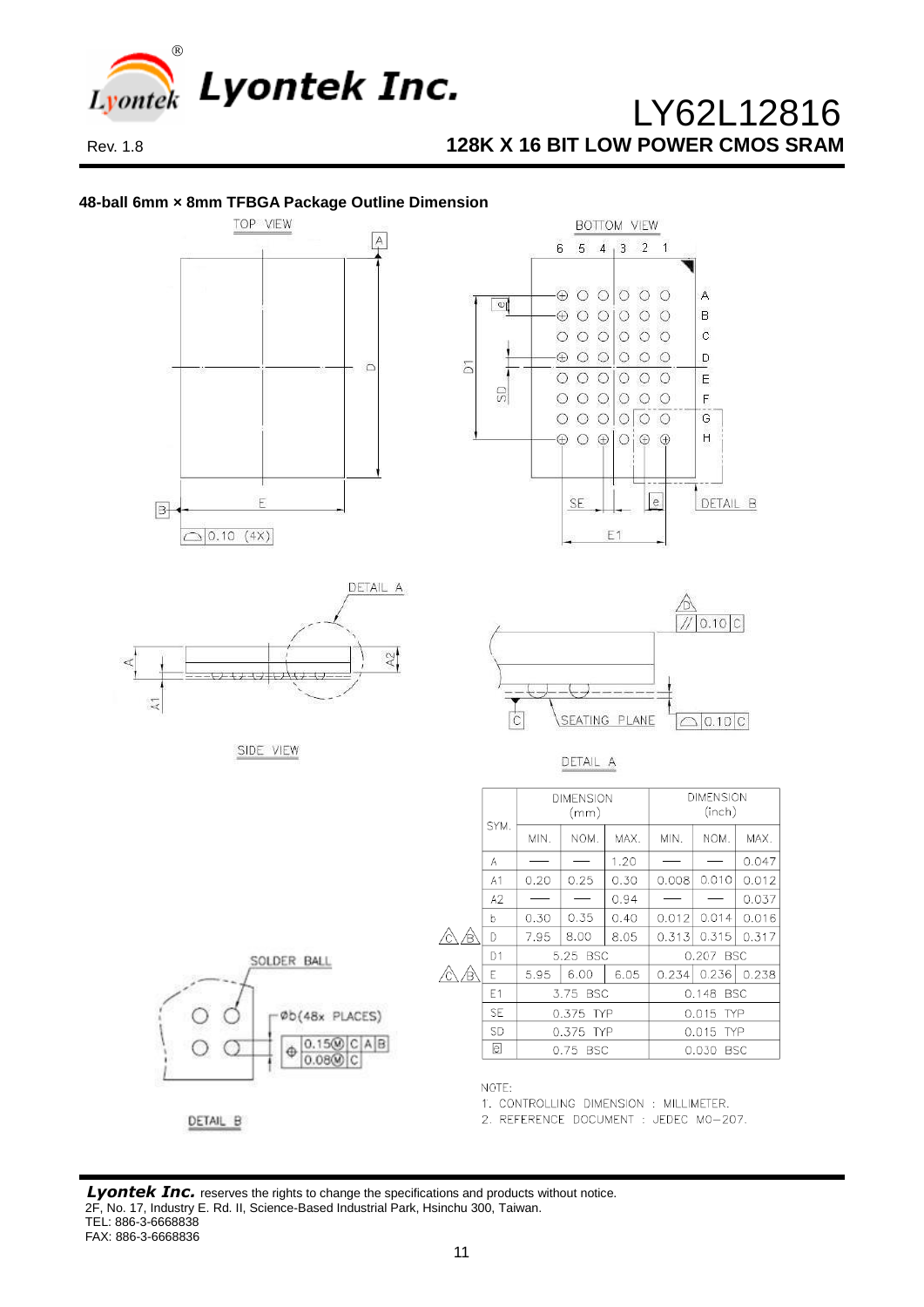## 48-ball 6mm × 8mm TFBGA Package Outline Dimension

TOP VIEW

BOTTOM VIEW

SIDE VIEW

DETAIL A

DETAIL B

SOLDER BALL

Øb(48x PLACES)

| SYM. | DIMENSION (mm) | | | DIMENSION (inch) | | |
|---|---|---|---|---|---|---|
| | MIN. | NOM. | MAX. | MIN. | NOM. | MAX. |
| A | — | — | 1.20 | — | — | 0.047 |
| A1 | 0.20 | 0.25 | 0.30 | 0.008 | 0.010 | 0.012 |
| A2 | — | — | 0.94 | — | — | 0.037 |
| b | 0.30 | 0.35 | 0.40 | 0.012 | 0.014 | 0.016 |
| D | 7.95 | 8.00 | 8.05 | 0.313 | 0.315 | 0.317 |
| D1 | 5.25 BSC | | | 0.207 BSC | | |
| E | 5.95 | 6.00 | 6.05 | 0.234 | 0.236 | 0.238 |
| E1 | 3.75 BSC | | | 0.148 BSC | | |
| SE | 0.375 TYP | | | 0.015 TYP | | |
| SD | 0.375 TYP | | | 0.015 TYP | | |
| e | 0.75 BSC | | | 0.030 BSC | | |

NOTE:
1. CONTROLLING DIMENSION : MILLIMETER.
2. REFERENCE DOCUMENT : JEDEC MO-207.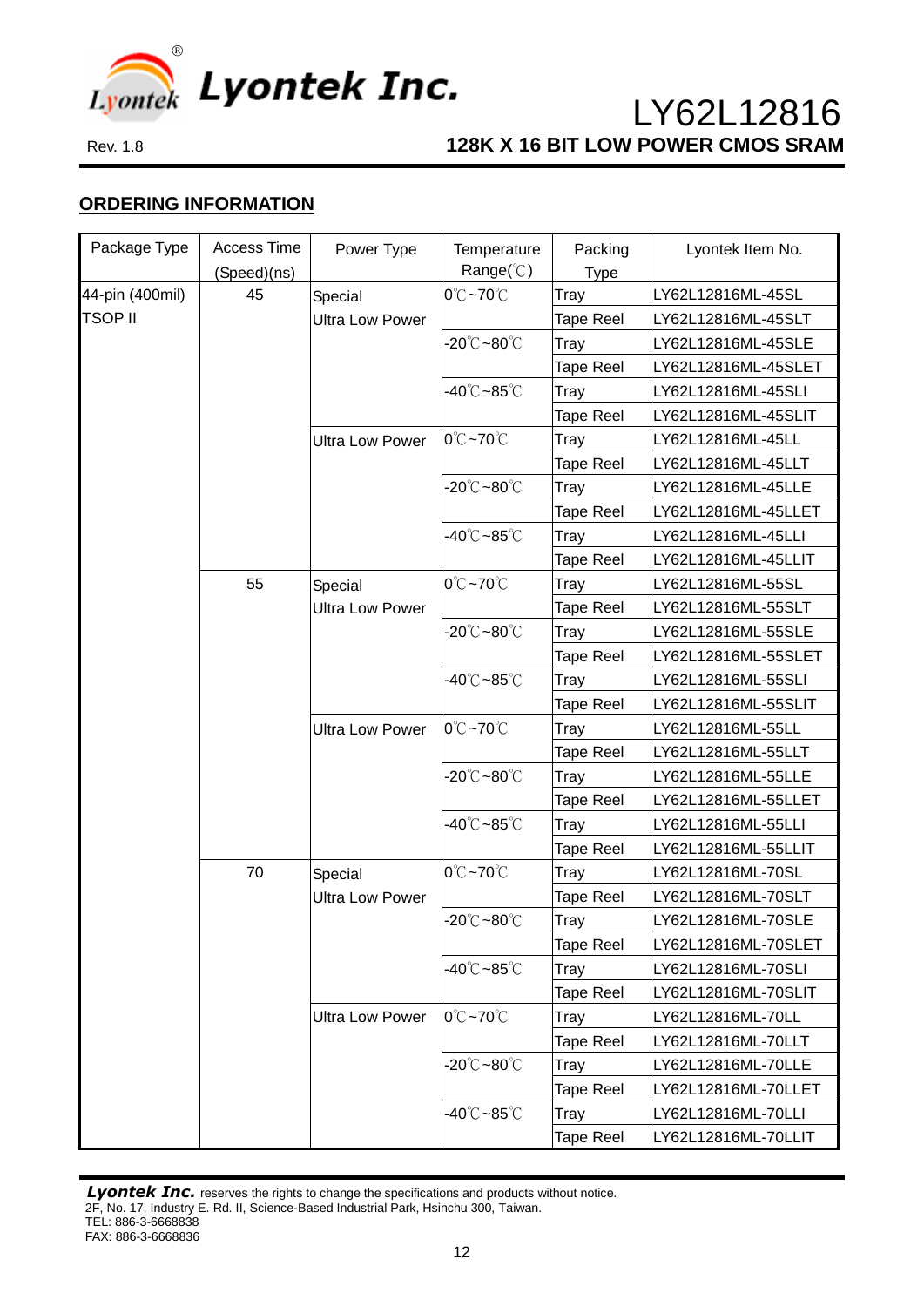## ORDERING INFORMATION

| Package Type | Access Time (Speed)(ns) | Power Type | Temperature Range(℃) | Packing Type | Lyontek Item No. |
|---|---|---|---|---|---|
| 44-pin (400mil) TSOP II | 45 | Special Ultra Low Power | 0℃~70℃ | Tray | LY62L12816ML-45SL |
| | | | | Tape Reel | LY62L12816ML-45SLT |
| | | | -20℃~80℃ | Tray | LY62L12816ML-45SLE |
| | | | | Tape Reel | LY62L12816ML-45SLET |
| | | | -40℃~85℃ | Tray | LY62L12816ML-45SLI |
| | | | | Tape Reel | LY62L12816ML-45SLIT |
| | | Ultra Low Power | 0℃~70℃ | Tray | LY62L12816ML-45LL |
| | | | | Tape Reel | LY62L12816ML-45LLT |
| | | | -20℃~80℃ | Tray | LY62L12816ML-45LLE |
| | | | | Tape Reel | LY62L12816ML-45LLET |
| | | | -40℃~85℃ | Tray | LY62L12816ML-45LLI |
| | | | | Tape Reel | LY62L12816ML-45LLIT |
| | 55 | Special Ultra Low Power | 0℃~70℃ | Tray | LY62L12816ML-55SL |
| | | | | Tape Reel | LY62L12816ML-55SLT |
| | | | -20℃~80℃ | Tray | LY62L12816ML-55SLE |
| | | | | Tape Reel | LY62L12816ML-55SLET |
| | | | -40℃~85℃ | Tray | LY62L12816ML-55SLI |
| | | | | Tape Reel | LY62L12816ML-55SLIT |
| | | Ultra Low Power | 0℃~70℃ | Tray | LY62L12816ML-55LL |
| | | | | Tape Reel | LY62L12816ML-55LLT |
| | | | -20℃~80℃ | Tray | LY62L12816ML-55LLE |
| | | | | Tape Reel | LY62L12816ML-55LLET |
| | | | -40℃~85℃ | Tray | LY62L12816ML-55LLI |
| | | | | Tape Reel | LY62L12816ML-55LLIT |
| | 70 | Special Ultra Low Power | 0℃~70℃ | Tray | LY62L12816ML-70SL |
| | | | | Tape Reel | LY62L12816ML-70SLT |
| | | | -20℃~80℃ | Tray | LY62L12816ML-70SLE |
| | | | | Tape Reel | LY62L12816ML-70SLET |
| | | | -40℃~85℃ | Tray | LY62L12816ML-70SLI |
| | | | | Tape Reel | LY62L12816ML-70SLIT |
| | | Ultra Low Power | 0℃~70℃ | Tray | LY62L12816ML-70LL |
| | | | | Tape Reel | LY62L12816ML-70LLT |
| | | | -20℃~80℃ | Tray | LY62L12816ML-70LLE |
| | | | | Tape Reel | LY62L12816ML-70LLET |
| | | | -40℃~85℃ | Tray | LY62L12816ML-70LLI |
| | | | | Tape Reel | LY62L12816ML-70LLIT |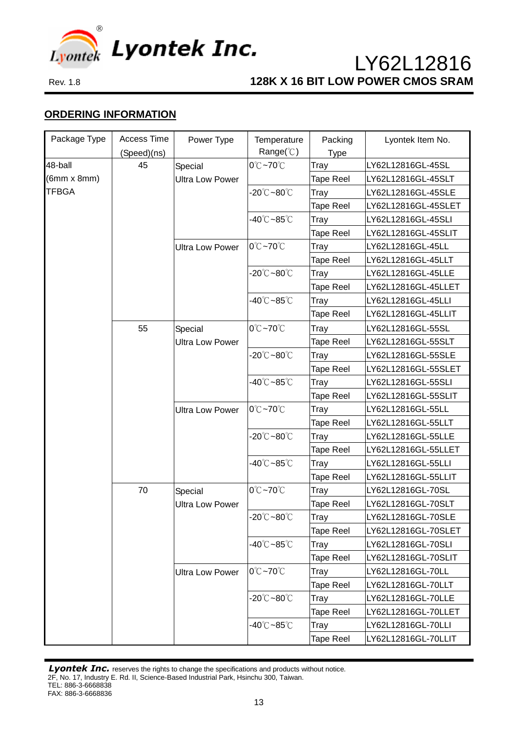## ORDERING INFORMATION

| Package Type | Access Time (Speed)(ns) | Power Type | Temperature Range(℃) | Packing Type | Lyontek Item No. |
|---|---|---|---|---|---|
| 48-ball (6mm x 8mm) TFBGA | 45 | Special Ultra Low Power | 0℃~70℃ | Tray | LY62L12816GL-45SL |
| | | | | Tape Reel | LY62L12816GL-45SLT |
| | | | -20℃~80℃ | Tray | LY62L12816GL-45SLE |
| | | | | Tape Reel | LY62L12816GL-45SLET |
| | | | -40℃~85℃ | Tray | LY62L12816GL-45SLI |
| | | | | Tape Reel | LY62L12816GL-45SLIT |
| | | Ultra Low Power | 0℃~70℃ | Tray | LY62L12816GL-45LL |
| | | | | Tape Reel | LY62L12816GL-45LLT |
| | | | -20℃~80℃ | Tray | LY62L12816GL-45LLE |
| | | | | Tape Reel | LY62L12816GL-45LLET |
| | | | -40℃~85℃ | Tray | LY62L12816GL-45LLI |
| | | | | Tape Reel | LY62L12816GL-45LLIT |
| | 55 | Special Ultra Low Power | 0℃~70℃ | Tray | LY62L12816GL-55SL |
| | | | | Tape Reel | LY62L12816GL-55SLT |
| | | | -20℃~80℃ | Tray | LY62L12816GL-55SLE |
| | | | | Tape Reel | LY62L12816GL-55SLET |
| | | | -40℃~85℃ | Tray | LY62L12816GL-55SLI |
| | | | | Tape Reel | LY62L12816GL-55SLIT |
| | | Ultra Low Power | 0℃~70℃ | Tray | LY62L12816GL-55LL |
| | | | | Tape Reel | LY62L12816GL-55LLT |
| | | | -20℃~80℃ | Tray | LY62L12816GL-55LLE |
| | | | | Tape Reel | LY62L12816GL-55LLET |
| | | | -40℃~85℃ | Tray | LY62L12816GL-55LLI |
| | | | | Tape Reel | LY62L12816GL-55LLIT |
| | 70 | Special Ultra Low Power | 0℃~70℃ | Tray | LY62L12816GL-70SL |
| | | | | Tape Reel | LY62L12816GL-70SLT |
| | | | -20℃~80℃ | Tray | LY62L12816GL-70SLE |
| | | | | Tape Reel | LY62L12816GL-70SLET |
| | | | -40℃~85℃ | Tray | LY62L12816GL-70SLI |
| | | | | Tape Reel | LY62L12816GL-70SLIT |
| | | Ultra Low Power | 0℃~70℃ | Tray | LY62L12816GL-70LL |
| | | | | Tape Reel | LY62L12816GL-70LLT |
| | | | -20℃~80℃ | Tray | LY62L12816GL-70LLE |
| | | | | Tape Reel | LY62L12816GL-70LLET |
| | | | -40℃~85℃ | Tray | LY62L12816GL-70LLI |
| | | | | Tape Reel | LY62L12816GL-70LLIT |